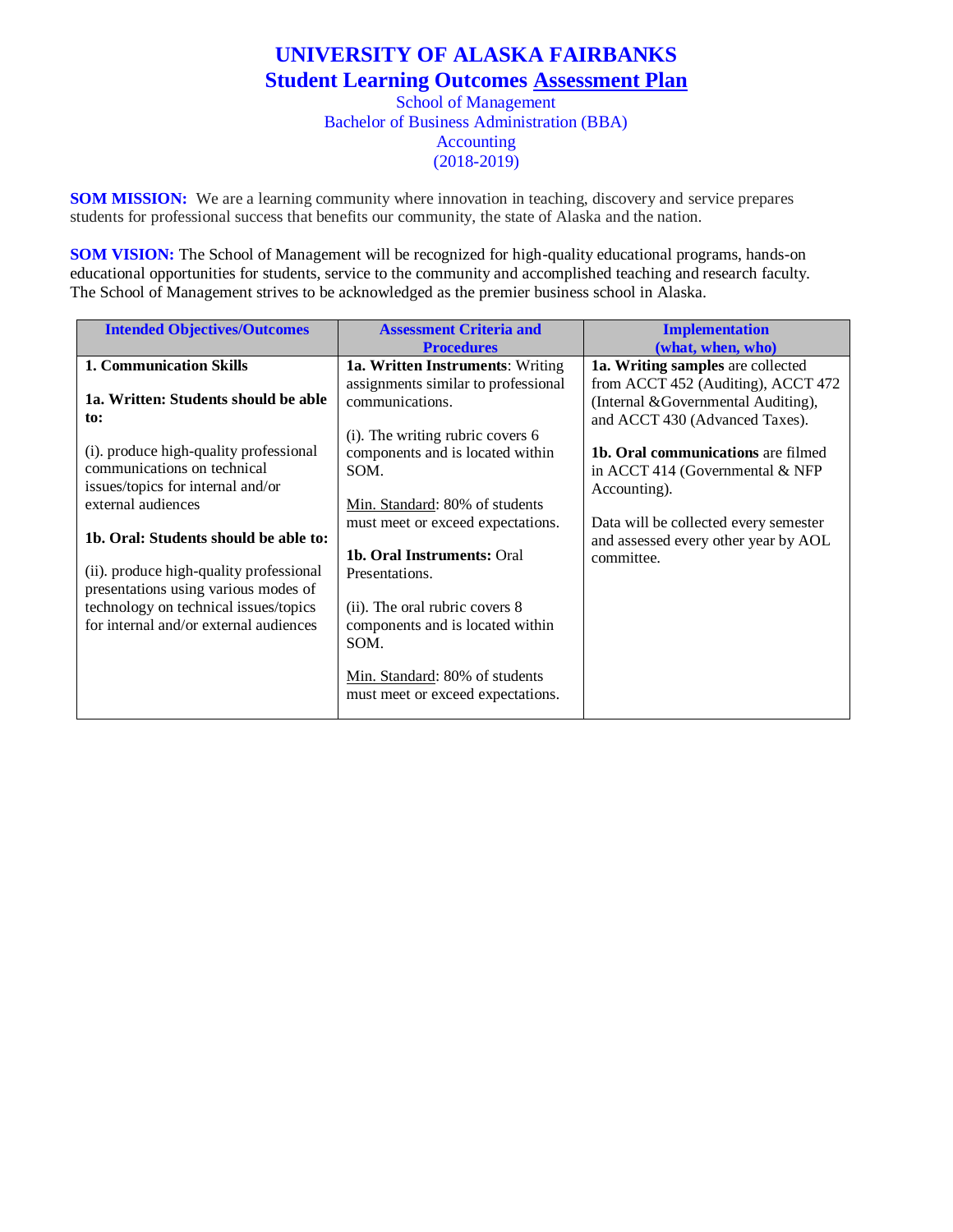# UNIVERSITY OF ALASKA FAIRBANKS

## Student Learning Outcomes Assessment Plan

School of Management
Bachelor of Business Administration (BBA)
Accounting
(2018-2019)

**SOM MISSION:** We are a learning community where innovation in teaching, discovery and service prepares students for professional success that benefits our community, the state of Alaska and the nation.

**SOM VISION:** The School of Management will be recognized for high-quality educational programs, hands-on educational opportunities for students, service to the community and accomplished teaching and research faculty. The School of Management strives to be acknowledged as the premier business school in Alaska.

| Intended Objectives/Outcomes | Assessment Criteria and Procedures | Implementation (what, when, who) |
|---|---|---|
| **1. Communication Skills**<br><br>**1a. Written: Students should be able to:**<br><br>(i). produce high-quality professional communications on technical issues/topics for internal and/or external audiences<br><br>**1b. Oral: Students should be able to:**<br><br>(ii). produce high-quality professional presentations using various modes of technology on technical issues/topics for internal and/or external audiences | **1a. Written Instruments**: Writing assignments similar to professional communications.<br><br>(i). The writing rubric covers 6 components and is located within SOM.<br><br>Min. Standard: 80% of students must meet or exceed expectations.<br><br>**1b. Oral Instruments:** Oral Presentations.<br><br>(ii). The oral rubric covers 8 components and is located within SOM.<br><br>Min. Standard: 80% of students must meet or exceed expectations. | **1a. Writing samples** are collected from ACCT 452 (Auditing), ACCT 472 (Internal &Governmental Auditing), and ACCT 430 (Advanced Taxes).<br><br>**1b. Oral communications** are filmed in ACCT 414 (Governmental & NFP Accounting).<br><br>Data will be collected every semester and assessed every other year by AOL committee. |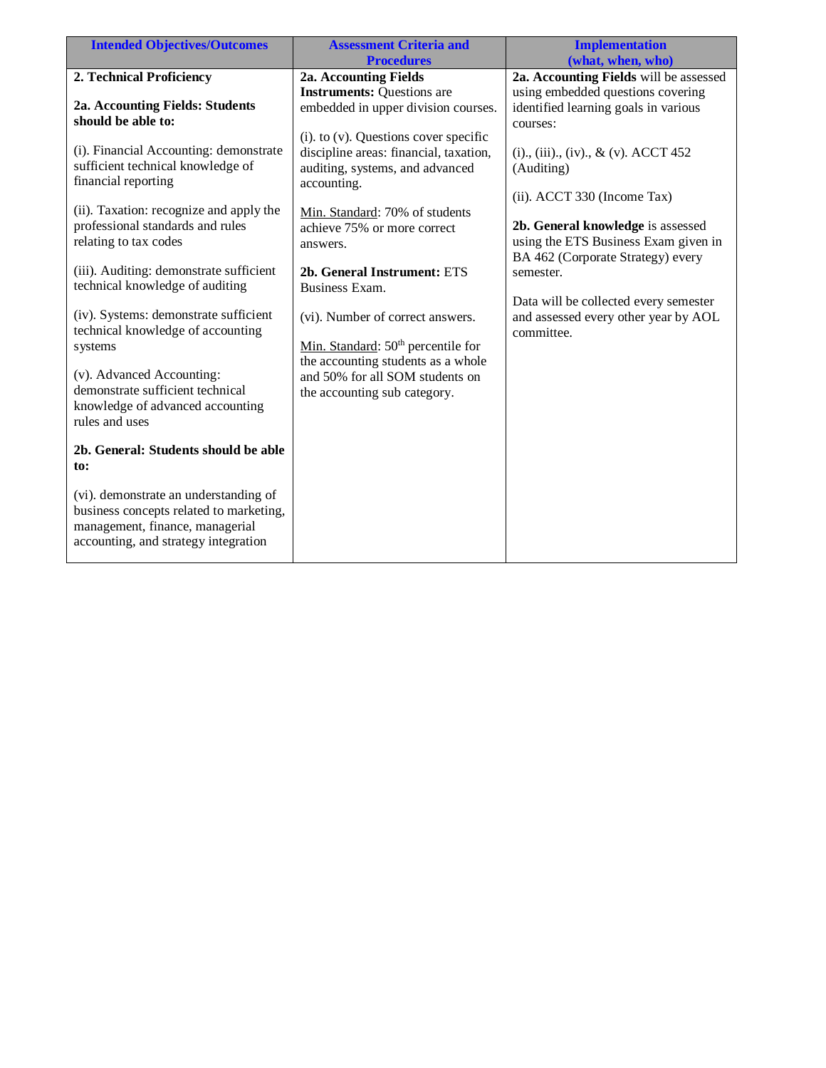| Intended Objectives/Outcomes | Assessment Criteria and Procedures | Implementation (what, when, who) |
|---|---|---|
| **2. Technical Proficiency**<br><br>**2a. Accounting Fields: Students should be able to:**<br><br>(i). Financial Accounting: demonstrate sufficient technical knowledge of financial reporting<br><br>(ii). Taxation: recognize and apply the professional standards and rules relating to tax codes<br><br>(iii). Auditing: demonstrate sufficient technical knowledge of auditing<br><br>(iv). Systems: demonstrate sufficient technical knowledge of accounting systems<br><br>(v). Advanced Accounting: demonstrate sufficient technical knowledge of advanced accounting rules and uses<br><br>**2b. General: Students should be able to:**<br><br>(vi). demonstrate an understanding of business concepts related to marketing, management, finance, managerial accounting, and strategy integration | **2a. Accounting Fields Instruments:** Questions are embedded in upper division courses.<br><br>(i). to (v). Questions cover specific discipline areas: financial, taxation, auditing, systems, and advanced accounting.<br><br><u>Min. Standard</u>: 70% of students achieve 75% or more correct answers.<br><br>**2b. General Instrument:** ETS Business Exam.<br><br>(vi). Number of correct answers.<br><br><u>Min. Standard</u>: 50th percentile for the accounting students as a whole and 50% for all SOM students on the accounting sub category. | **2a. Accounting Fields** will be assessed using embedded questions covering identified learning goals in various courses:<br><br>(i)., (iii)., (iv)., & (v). ACCT 452 (Auditing)<br><br>(ii). ACCT 330 (Income Tax)<br><br>**2b. General knowledge** is assessed using the ETS Business Exam given in BA 462 (Corporate Strategy) every semester.<br><br>Data will be collected every semester and assessed every other year by AOL committee. |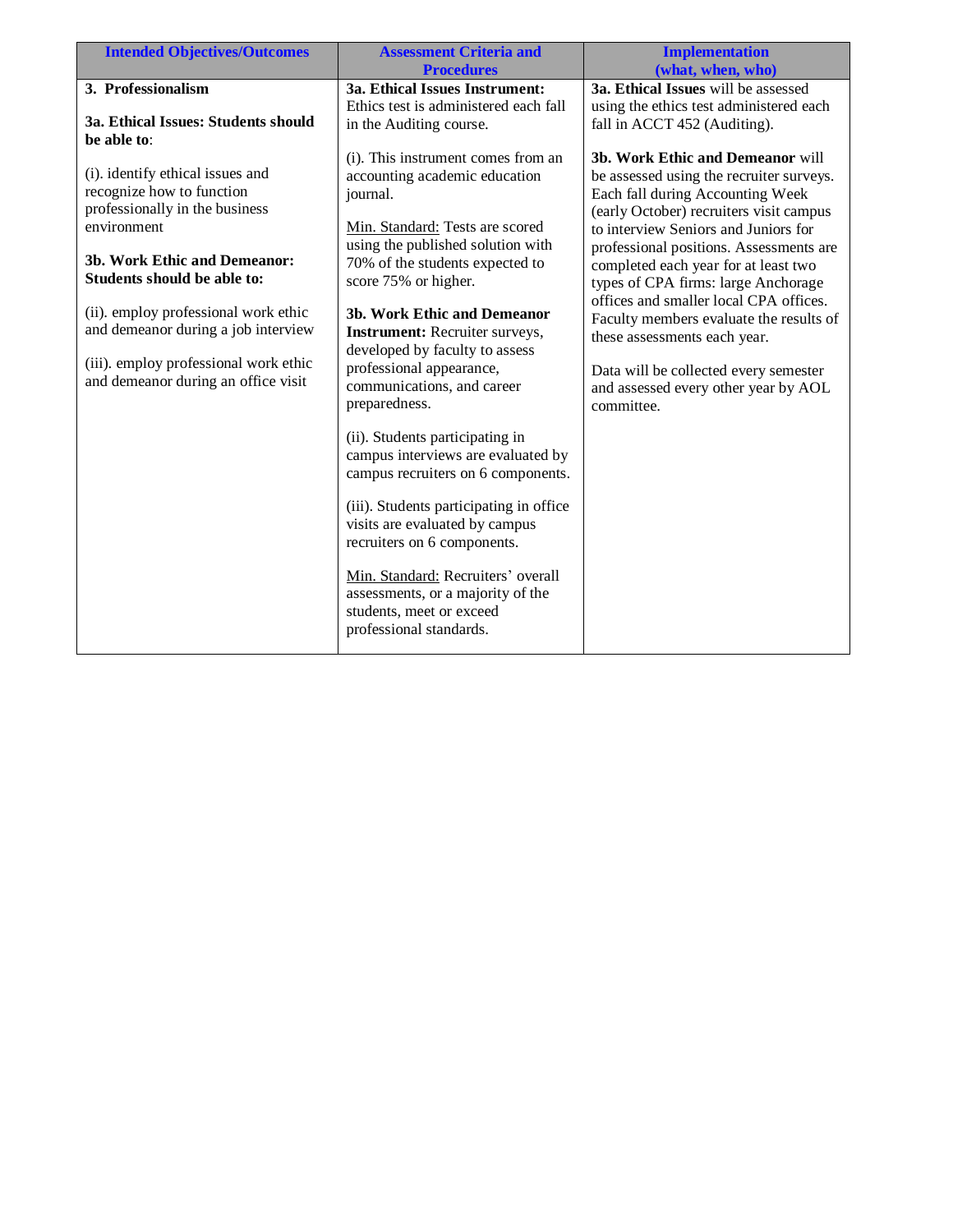| Intended Objectives/Outcomes | Assessment Criteria and Procedures | Implementation (what, when, who) |
|---|---|---|
| **3. Professionalism**<br><br>**3a. Ethical Issues: Students should be able to**:<br><br>(i). identify ethical issues and recognize how to function professionally in the business environment<br><br>**3b. Work Ethic and Demeanor: Students should be able to:**<br><br>(ii). employ professional work ethic and demeanor during a job interview<br><br>(iii). employ professional work ethic and demeanor during an office visit | **3a. Ethical Issues Instrument:** Ethics test is administered each fall in the Auditing course.<br><br>(i). This instrument comes from an accounting academic education journal.<br><br>Min. Standard: Tests are scored using the published solution with 70% of the students expected to score 75% or higher.<br><br>**3b. Work Ethic and Demeanor Instrument:** Recruiter surveys, developed by faculty to assess professional appearance, communications, and career preparedness.<br><br>(ii). Students participating in campus interviews are evaluated by campus recruiters on 6 components.<br><br>(iii). Students participating in office visits are evaluated by campus recruiters on 6 components.<br><br>Min. Standard: Recruiters' overall assessments, or a majority of the students, meet or exceed professional standards. | **3a. Ethical Issues** will be assessed using the ethics test administered each fall in ACCT 452 (Auditing).<br><br>**3b. Work Ethic and Demeanor** will be assessed using the recruiter surveys. Each fall during Accounting Week (early October) recruiters visit campus to interview Seniors and Juniors for professional positions. Assessments are completed each year for at least two types of CPA firms: large Anchorage offices and smaller local CPA offices. Faculty members evaluate the results of these assessments each year.<br><br>Data will be collected every semester and assessed every other year by AOL committee. |